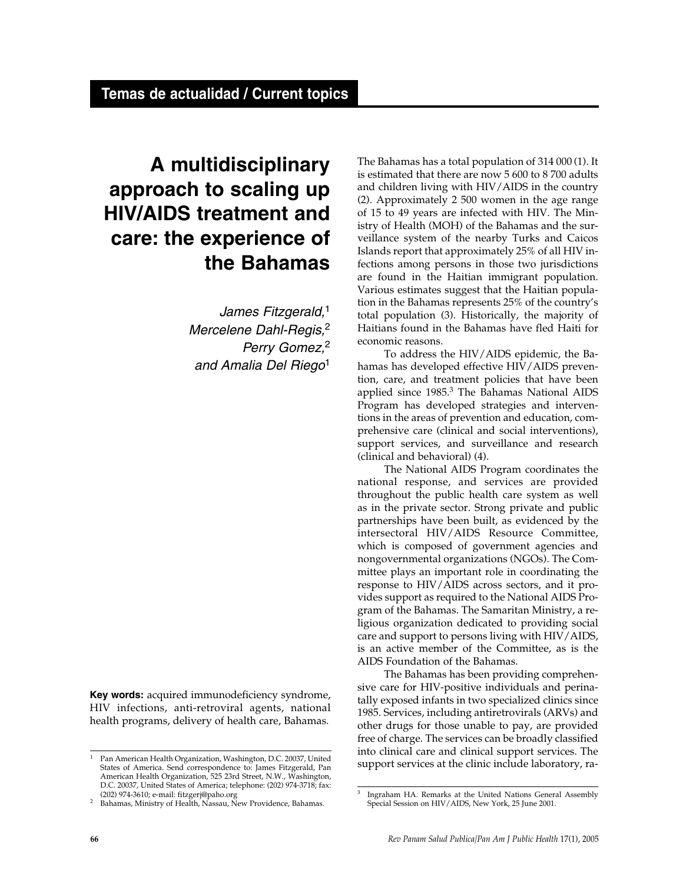Temas de actualidad / Current topics

# A multidisciplinary approach to scaling up HIV/AIDS treatment and care: the experience of the Bahamas

*James Fitzgerald,*[1] *Mercelene Dahl-Regis,*[2] *Perry Gomez,*[2] *and Amalia Del Riego*[1]

**Key words:** acquired immunodeficiency syndrome, HIV infections, anti-retroviral agents, national health programs, delivery of health care, Bahamas.

The Bahamas has a total population of 314 000 (1). It is estimated that there are now 5 600 to 8 700 adults and children living with HIV/AIDS in the country (2). Approximately 2 500 women in the age range of 15 to 49 years are infected with HIV. The Ministry of Health (MOH) of the Bahamas and the surveillance system of the nearby Turks and Caicos Islands report that approximately 25% of all HIV infections among persons in those two jurisdictions are found in the Haitian immigrant population. Various estimates suggest that the Haitian population in the Bahamas represents 25% of the country's total population (3). Historically, the majority of Haitians found in the Bahamas have fled Haiti for economic reasons.

To address the HIV/AIDS epidemic, the Bahamas has developed effective HIV/AIDS prevention, care, and treatment policies that have been applied since 1985.[3] The Bahamas National AIDS Program has developed strategies and interventions in the areas of prevention and education, comprehensive care (clinical and social interventions), support services, and surveillance and research (clinical and behavioral) (4).

The National AIDS Program coordinates the national response, and services are provided throughout the public health care system as well as in the private sector. Strong private and public partnerships have been built, as evidenced by the intersectoral HIV/AIDS Resource Committee, which is composed of government agencies and nongovernmental organizations (NGOs). The Committee plays an important role in coordinating the response to HIV/AIDS across sectors, and it provides support as required to the National AIDS Program of the Bahamas. The Samaritan Ministry, a religious organization dedicated to providing social care and support to persons living with HIV/AIDS, is an active member of the Committee, as is the AIDS Foundation of the Bahamas.

The Bahamas has been providing comprehensive care for HIV-positive individuals and perinatally exposed infants in two specialized clinics since 1985. Services, including antiretrovirals (ARVs) and other drugs for those unable to pay, are provided free of charge. The services can be broadly classified into clinical care and clinical support services. The support services at the clinic include laboratory, ra-

---

[1] Pan American Health Organization, Washington, D.C. 20037, United States of America. Send correspondence to: James Fitzgerald, Pan American Health Organization, 525 23rd Street, N.W., Washington, D.C. 20037, United States of America; telephone: (202) 974-3718; fax: (202) 974-3610; e-mail: fitzgerj@paho.org

[2] Bahamas, Ministry of Health, Nassau, New Providence, Bahamas.

[3] Ingraham HA. Remarks at the United Nations General Assembly Special Session on HIV/AIDS, New York, 25 June 2001.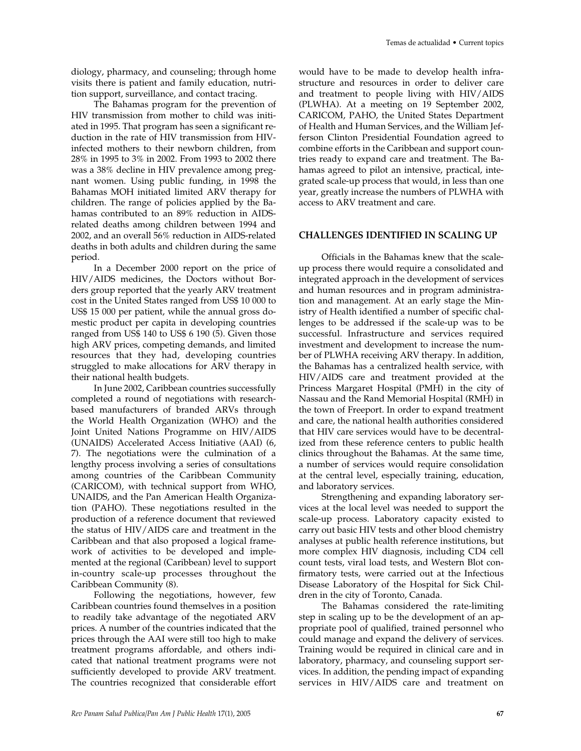diology, pharmacy, and counseling; through home visits there is patient and family education, nutrition support, surveillance, and contact tracing.

The Bahamas program for the prevention of HIV transmission from mother to child was initiated in 1995. That program has seen a significant reduction in the rate of HIV transmission from HIV-infected mothers to their newborn children, from 28% in 1995 to 3% in 2002. From 1993 to 2002 there was a 38% decline in HIV prevalence among pregnant women. Using public funding, in 1998 the Bahamas MOH initiated limited ARV therapy for children. The range of policies applied by the Bahamas contributed to an 89% reduction in AIDS-related deaths among children between 1994 and 2002, and an overall 56% reduction in AIDS-related deaths in both adults and children during the same period.

In a December 2000 report on the price of HIV/AIDS medicines, the Doctors without Borders group reported that the yearly ARV treatment cost in the United States ranged from US$ 10 000 to US$ 15 000 per patient, while the annual gross domestic product per capita in developing countries ranged from US$ 140 to US$ 6 190 (5). Given those high ARV prices, competing demands, and limited resources that they had, developing countries struggled to make allocations for ARV therapy in their national health budgets.

In June 2002, Caribbean countries successfully completed a round of negotiations with research-based manufacturers of branded ARVs through the World Health Organization (WHO) and the Joint United Nations Programme on HIV/AIDS (UNAIDS) Accelerated Access Initiative (AAI) (6, 7). The negotiations were the culmination of a lengthy process involving a series of consultations among countries of the Caribbean Community (CARICOM), with technical support from WHO, UNAIDS, and the Pan American Health Organization (PAHO). These negotiations resulted in the production of a reference document that reviewed the status of HIV/AIDS care and treatment in the Caribbean and that also proposed a logical framework of activities to be developed and implemented at the regional (Caribbean) level to support in-country scale-up processes throughout the Caribbean Community (8).

Following the negotiations, however, few Caribbean countries found themselves in a position to readily take advantage of the negotiated ARV prices. A number of the countries indicated that the prices through the AAI were still too high to make treatment programs affordable, and others indicated that national treatment programs were not sufficiently developed to provide ARV treatment. The countries recognized that considerable effort would have to be made to develop health infrastructure and resources in order to deliver care and treatment to people living with HIV/AIDS (PLWHA). At a meeting on 19 September 2002, CARICOM, PAHO, the United States Department of Health and Human Services, and the William Jefferson Clinton Presidential Foundation agreed to combine efforts in the Caribbean and support countries ready to expand care and treatment. The Bahamas agreed to pilot an intensive, practical, integrated scale-up process that would, in less than one year, greatly increase the numbers of PLWHA with access to ARV treatment and care.

## CHALLENGES IDENTIFIED IN SCALING UP

Officials in the Bahamas knew that the scale-up process there would require a consolidated and integrated approach in the development of services and human resources and in program administration and management. At an early stage the Ministry of Health identified a number of specific challenges to be addressed if the scale-up was to be successful. Infrastructure and services required investment and development to increase the number of PLWHA receiving ARV therapy. In addition, the Bahamas has a centralized health service, with HIV/AIDS care and treatment provided at the Princess Margaret Hospital (PMH) in the city of Nassau and the Rand Memorial Hospital (RMH) in the town of Freeport. In order to expand treatment and care, the national health authorities considered that HIV care services would have to be decentralized from these reference centers to public health clinics throughout the Bahamas. At the same time, a number of services would require consolidation at the central level, especially training, education, and laboratory services.

Strengthening and expanding laboratory services at the local level was needed to support the scale-up process. Laboratory capacity existed to carry out basic HIV tests and other blood chemistry analyses at public health reference institutions, but more complex HIV diagnosis, including CD4 cell count tests, viral load tests, and Western Blot confirmatory tests, were carried out at the Infectious Disease Laboratory of the Hospital for Sick Children in the city of Toronto, Canada.

The Bahamas considered the rate-limiting step in scaling up to be the development of an appropriate pool of qualified, trained personnel who could manage and expand the delivery of services. Training would be required in clinical care and in laboratory, pharmacy, and counseling support services. In addition, the pending impact of expanding services in HIV/AIDS care and treatment on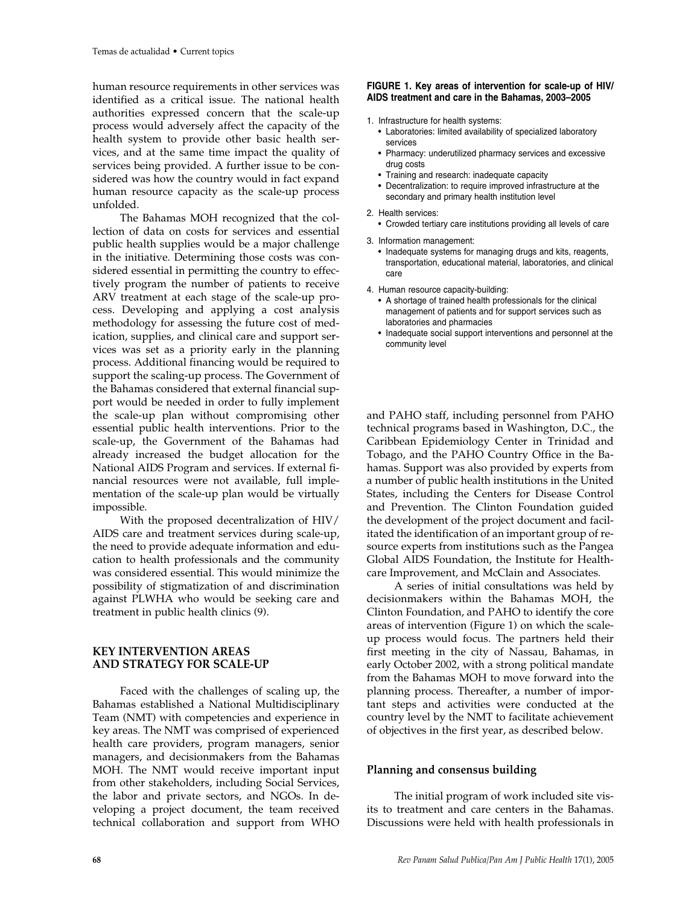human resource requirements in other services was identified as a critical issue. The national health authorities expressed concern that the scale-up process would adversely affect the capacity of the health system to provide other basic health services, and at the same time impact the quality of services being provided. A further issue to be considered was how the country would in fact expand human resource capacity as the scale-up process unfolded.

The Bahamas MOH recognized that the collection of data on costs for services and essential public health supplies would be a major challenge in the initiative. Determining those costs was considered essential in permitting the country to effectively program the number of patients to receive ARV treatment at each stage of the scale-up process. Developing and applying a cost analysis methodology for assessing the future cost of medication, supplies, and clinical care and support services was set as a priority early in the planning process. Additional financing would be required to support the scaling-up process. The Government of the Bahamas considered that external financial support would be needed in order to fully implement the scale-up plan without compromising other essential public health interventions. Prior to the scale-up, the Government of the Bahamas had already increased the budget allocation for the National AIDS Program and services. If external financial resources were not available, full implementation of the scale-up plan would be virtually impossible.

With the proposed decentralization of HIV/AIDS care and treatment services during scale-up, the need to provide adequate information and education to health professionals and the community was considered essential. This would minimize the possibility of stigmatization of and discrimination against PLWHA who would be seeking care and treatment in public health clinics (9).

**FIGURE 1. Key areas of intervention for scale-up of HIV/AIDS treatment and care in the Bahamas, 2003–2005**

1. Infrastructure for health systems:
   - Laboratories: limited availability of specialized laboratory services
   - Pharmacy: underutilized pharmacy services and excessive drug costs
   - Training and research: inadequate capacity
   - Decentralization: to require improved infrastructure at the secondary and primary health institution level
2. Health services:
   - Crowded tertiary care institutions providing all levels of care
3. Information management:
   - Inadequate systems for managing drugs and kits, reagents, transportation, educational material, laboratories, and clinical care
4. Human resource capacity-building:
   - A shortage of trained health professionals for the clinical management of patients and for support services such as laboratories and pharmacies
   - Inadequate social support interventions and personnel at the community level

## KEY INTERVENTION AREAS AND STRATEGY FOR SCALE-UP

Faced with the challenges of scaling up, the Bahamas established a National Multidisciplinary Team (NMT) with competencies and experience in key areas. The NMT was comprised of experienced health care providers, program managers, senior managers, and decisionmakers from the Bahamas MOH. The NMT would receive important input from other stakeholders, including Social Services, the labor and private sectors, and NGOs. In developing a project document, the team received technical collaboration and support from WHO and PAHO staff, including personnel from PAHO technical programs based in Washington, D.C., the Caribbean Epidemiology Center in Trinidad and Tobago, and the PAHO Country Office in the Bahamas. Support was also provided by experts from a number of public health institutions in the United States, including the Centers for Disease Control and Prevention. The Clinton Foundation guided the development of the project document and facilitated the identification of an important group of resource experts from institutions such as the Pangea Global AIDS Foundation, the Institute for Healthcare Improvement, and McClain and Associates.

A series of initial consultations was held by decisionmakers within the Bahamas MOH, the Clinton Foundation, and PAHO to identify the core areas of intervention (Figure 1) on which the scale-up process would focus. The partners held their first meeting in the city of Nassau, Bahamas, in early October 2002, with a strong political mandate from the Bahamas MOH to move forward into the planning process. Thereafter, a number of important steps and activities were conducted at the country level by the NMT to facilitate achievement of objectives in the first year, as described below.

### Planning and consensus building

The initial program of work included site visits to treatment and care centers in the Bahamas. Discussions were held with health professionals in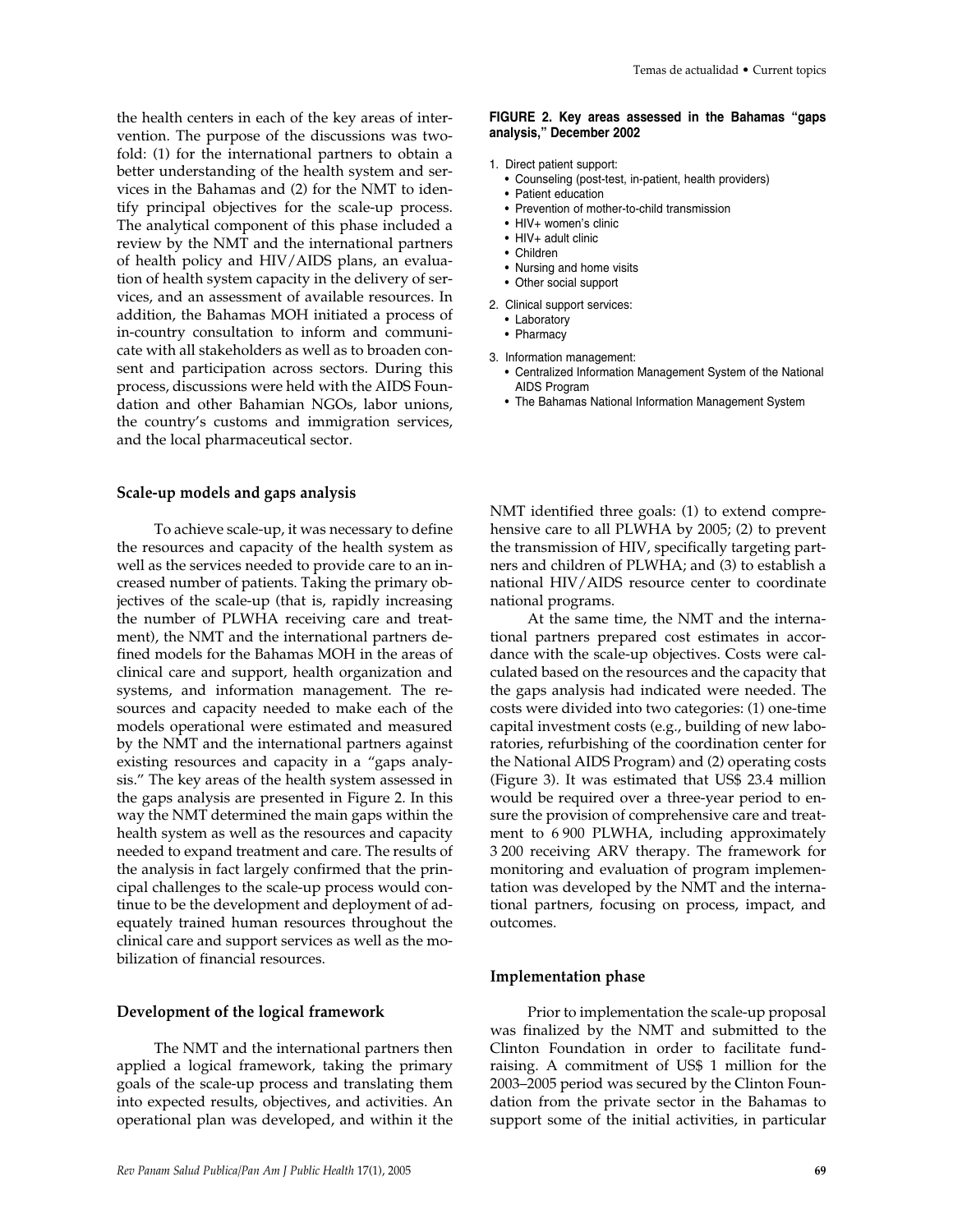the health centers in each of the key areas of intervention. The purpose of the discussions was twofold: (1) for the international partners to obtain a better understanding of the health system and services in the Bahamas and (2) for the NMT to identify principal objectives for the scale-up process. The analytical component of this phase included a review by the NMT and the international partners of health policy and HIV/AIDS plans, an evaluation of health system capacity in the delivery of services, and an assessment of available resources. In addition, the Bahamas MOH initiated a process of in-country consultation to inform and communicate with all stakeholders as well as to broaden consent and participation across sectors. During this process, discussions were held with the AIDS Foundation and other Bahamian NGOs, labor unions, the country's customs and immigration services, and the local pharmaceutical sector.

**FIGURE 2. Key areas assessed in the Bahamas "gaps analysis," December 2002**

1. Direct patient support:
   - Counseling (post-test, in-patient, health providers)
   - Patient education
   - Prevention of mother-to-child transmission
   - HIV+ women's clinic
   - HIV+ adult clinic
   - Children
   - Nursing and home visits
   - Other social support
2. Clinical support services:
   - Laboratory
   - Pharmacy
3. Information management:
   - Centralized Information Management System of the National AIDS Program
   - The Bahamas National Information Management System

### Scale-up models and gaps analysis

To achieve scale-up, it was necessary to define the resources and capacity of the health system as well as the services needed to provide care to an increased number of patients. Taking the primary objectives of the scale-up (that is, rapidly increasing the number of PLWHA receiving care and treatment), the NMT and the international partners defined models for the Bahamas MOH in the areas of clinical care and support, health organization and systems, and information management. The resources and capacity needed to make each of the models operational were estimated and measured by the NMT and the international partners against existing resources and capacity in a "gaps analysis." The key areas of the health system assessed in the gaps analysis are presented in Figure 2. In this way the NMT determined the main gaps within the health system as well as the resources and capacity needed to expand treatment and care. The results of the analysis in fact largely confirmed that the principal challenges to the scale-up process would continue to be the development and deployment of adequately trained human resources throughout the clinical care and support services as well as the mobilization of financial resources.

### Development of the logical framework

The NMT and the international partners then applied a logical framework, taking the primary goals of the scale-up process and translating them into expected results, objectives, and activities. An operational plan was developed, and within it the NMT identified three goals: (1) to extend comprehensive care to all PLWHA by 2005; (2) to prevent the transmission of HIV, specifically targeting partners and children of PLWHA; and (3) to establish a national HIV/AIDS resource center to coordinate national programs.

At the same time, the NMT and the international partners prepared cost estimates in accordance with the scale-up objectives. Costs were calculated based on the resources and the capacity that the gaps analysis had indicated were needed. The costs were divided into two categories: (1) one-time capital investment costs (e.g., building of new laboratories, refurbishing of the coordination center for the National AIDS Program) and (2) operating costs (Figure 3). It was estimated that US$ 23.4 million would be required over a three-year period to ensure the provision of comprehensive care and treatment to 6 900 PLWHA, including approximately 3 200 receiving ARV therapy. The framework for monitoring and evaluation of program implementation was developed by the NMT and the international partners, focusing on process, impact, and outcomes.

### Implementation phase

Prior to implementation the scale-up proposal was finalized by the NMT and submitted to the Clinton Foundation in order to facilitate fundraising. A commitment of US$ 1 million for the 2003–2005 period was secured by the Clinton Foundation from the private sector in the Bahamas to support some of the initial activities, in particular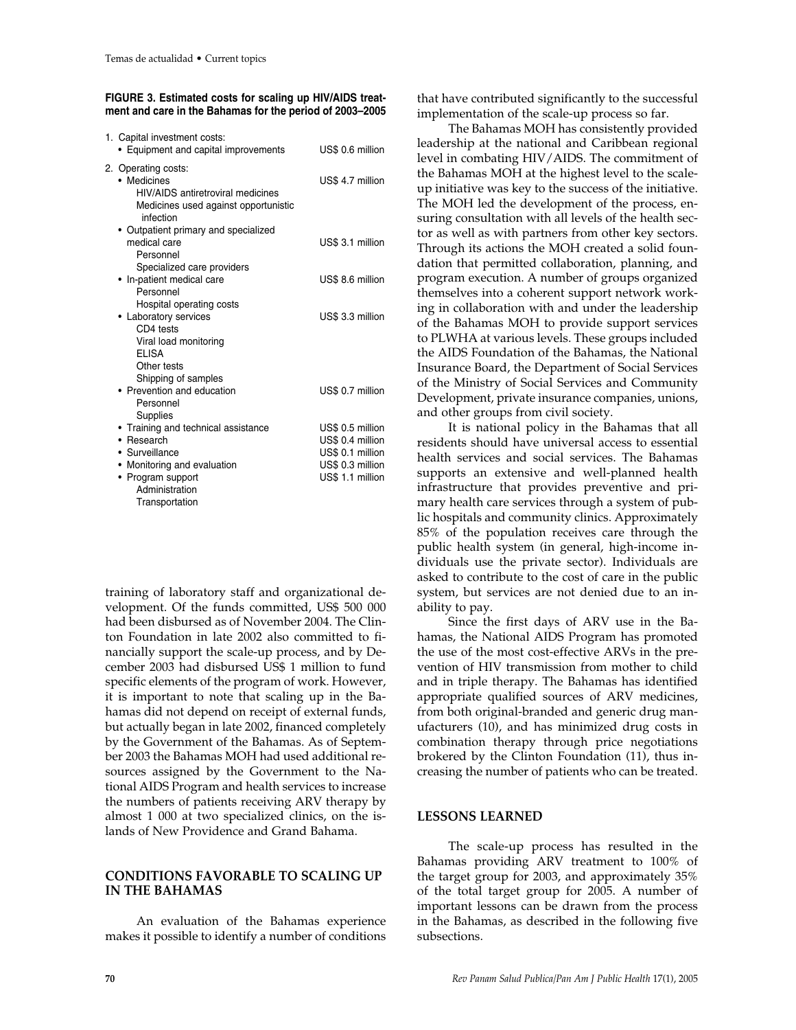**FIGURE 3. Estimated costs for scaling up HIV/AIDS treatment and care in the Bahamas for the period of 2003–2005**

| | |
|---|---|
| 1. Capital investment costs: | |
| • Equipment and capital improvements | US$ 0.6 million |
| 2. Operating costs: | |
| • Medicines | US$ 4.7 million |
| HIV/AIDS antiretroviral medicines | |
| Medicines used against opportunistic infection | |
| • Outpatient primary and specialized medical care | US$ 3.1 million |
| Personnel | |
| Specialized care providers | |
| • In-patient medical care | US$ 8.6 million |
| Personnel | |
| Hospital operating costs | |
| • Laboratory services | US$ 3.3 million |
| CD4 tests | |
| Viral load monitoring | |
| ELISA | |
| Other tests | |
| Shipping of samples | |
| • Prevention and education | US$ 0.7 million |
| Personnel | |
| Supplies | |
| • Training and technical assistance | US$ 0.5 million |
| • Research | US$ 0.4 million |
| • Surveillance | US$ 0.1 million |
| • Monitoring and evaluation | US$ 0.3 million |
| • Program support | US$ 1.1 million |
| Administration | |
| Transportation | |

training of laboratory staff and organizational development. Of the funds committed, US$ 500 000 had been disbursed as of November 2004. The Clinton Foundation in late 2002 also committed to financially support the scale-up process, and by December 2003 had disbursed US$ 1 million to fund specific elements of the program of work. However, it is important to note that scaling up in the Bahamas did not depend on receipt of external funds, but actually began in late 2002, financed completely by the Government of the Bahamas. As of September 2003 the Bahamas MOH had used additional resources assigned by the Government to the National AIDS Program and health services to increase the numbers of patients receiving ARV therapy by almost 1 000 at two specialized clinics, on the islands of New Providence and Grand Bahama.

## CONDITIONS FAVORABLE TO SCALING UP IN THE BAHAMAS

An evaluation of the Bahamas experience makes it possible to identify a number of conditions that have contributed significantly to the successful implementation of the scale-up process so far.

The Bahamas MOH has consistently provided leadership at the national and Caribbean regional level in combating HIV/AIDS. The commitment of the Bahamas MOH at the highest level to the scale-up initiative was key to the success of the initiative. The MOH led the development of the process, ensuring consultation with all levels of the health sector as well as with partners from other key sectors. Through its actions the MOH created a solid foundation that permitted collaboration, planning, and program execution. A number of groups organized themselves into a coherent support network working in collaboration with and under the leadership of the Bahamas MOH to provide support services to PLWHA at various levels. These groups included the AIDS Foundation of the Bahamas, the National Insurance Board, the Department of Social Services of the Ministry of Social Services and Community Development, private insurance companies, unions, and other groups from civil society.

It is national policy in the Bahamas that all residents should have universal access to essential health services and social services. The Bahamas supports an extensive and well-planned health infrastructure that provides preventive and primary health care services through a system of public hospitals and community clinics. Approximately 85% of the population receives care through the public health system (in general, high-income individuals use the private sector). Individuals are asked to contribute to the cost of care in the public system, but services are not denied due to an inability to pay.

Since the first days of ARV use in the Bahamas, the National AIDS Program has promoted the use of the most cost-effective ARVs in the prevention of HIV transmission from mother to child and in triple therapy. The Bahamas has identified appropriate qualified sources of ARV medicines, from both original-branded and generic drug manufacturers (10), and has minimized drug costs in combination therapy through price negotiations brokered by the Clinton Foundation (11), thus increasing the number of patients who can be treated.

## LESSONS LEARNED

The scale-up process has resulted in the Bahamas providing ARV treatment to 100% of the target group for 2003, and approximately 35% of the total target group for 2005. A number of important lessons can be drawn from the process in the Bahamas, as described in the following five subsections.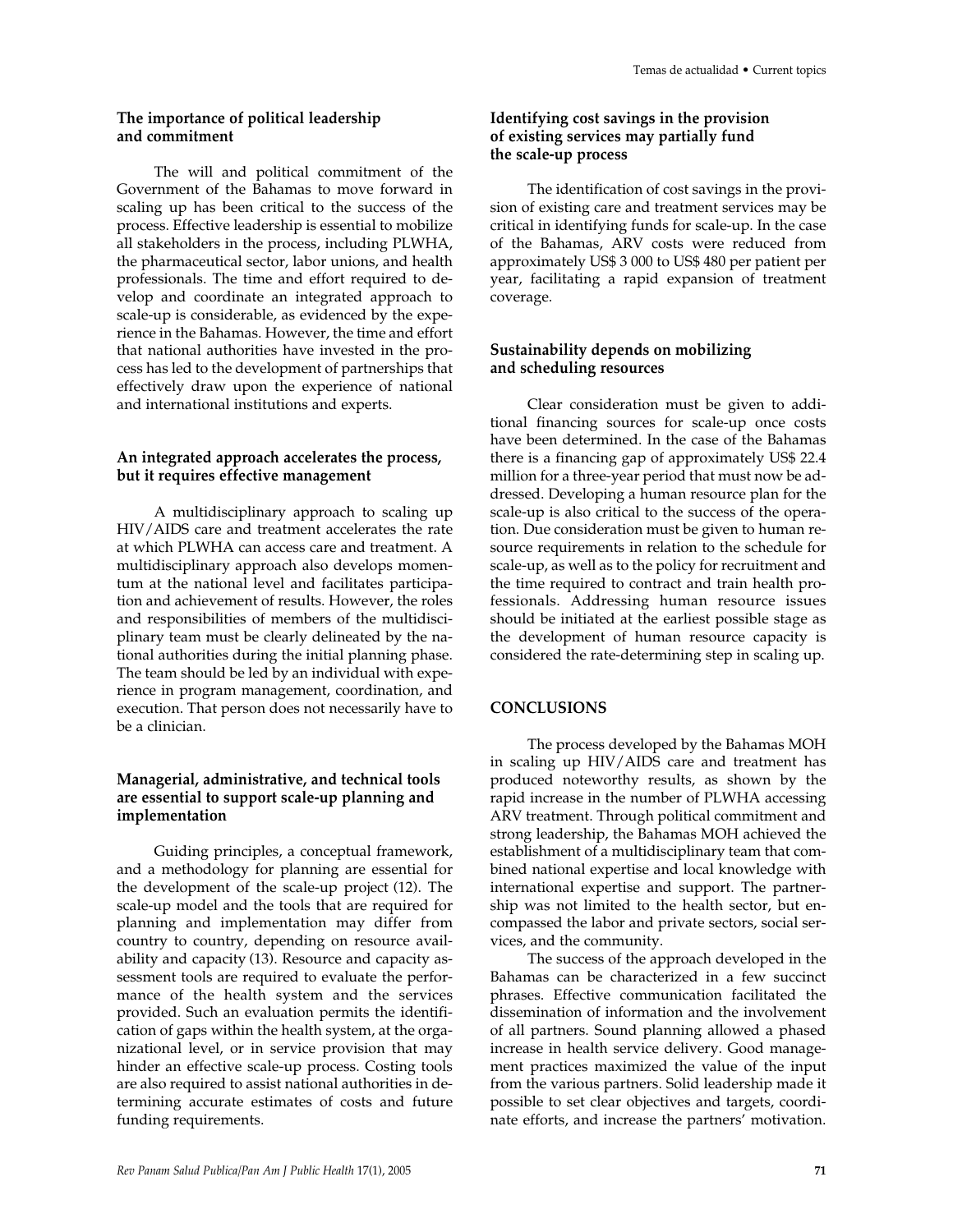### The importance of political leadership and commitment

The will and political commitment of the Government of the Bahamas to move forward in scaling up has been critical to the success of the process. Effective leadership is essential to mobilize all stakeholders in the process, including PLWHA, the pharmaceutical sector, labor unions, and health professionals. The time and effort required to develop and coordinate an integrated approach to scale-up is considerable, as evidenced by the experience in the Bahamas. However, the time and effort that national authorities have invested in the process has led to the development of partnerships that effectively draw upon the experience of national and international institutions and experts.

### An integrated approach accelerates the process, but it requires effective management

A multidisciplinary approach to scaling up HIV/AIDS care and treatment accelerates the rate at which PLWHA can access care and treatment. A multidisciplinary approach also develops momentum at the national level and facilitates participation and achievement of results. However, the roles and responsibilities of members of the multidisciplinary team must be clearly delineated by the national authorities during the initial planning phase. The team should be led by an individual with experience in program management, coordination, and execution. That person does not necessarily have to be a clinician.

### Managerial, administrative, and technical tools are essential to support scale-up planning and implementation

Guiding principles, a conceptual framework, and a methodology for planning are essential for the development of the scale-up project (12). The scale-up model and the tools that are required for planning and implementation may differ from country to country, depending on resource availability and capacity (13). Resource and capacity assessment tools are required to evaluate the performance of the health system and the services provided. Such an evaluation permits the identification of gaps within the health system, at the organizational level, or in service provision that may hinder an effective scale-up process. Costing tools are also required to assist national authorities in determining accurate estimates of costs and future funding requirements.

### Identifying cost savings in the provision of existing services may partially fund the scale-up process

The identification of cost savings in the provision of existing care and treatment services may be critical in identifying funds for scale-up. In the case of the Bahamas, ARV costs were reduced from approximately US$ 3 000 to US$ 480 per patient per year, facilitating a rapid expansion of treatment coverage.

### Sustainability depends on mobilizing and scheduling resources

Clear consideration must be given to additional financing sources for scale-up once costs have been determined. In the case of the Bahamas there is a financing gap of approximately US$ 22.4 million for a three-year period that must now be addressed. Developing a human resource plan for the scale-up is also critical to the success of the operation. Due consideration must be given to human resource requirements in relation to the schedule for scale-up, as well as to the policy for recruitment and the time required to contract and train health professionals. Addressing human resource issues should be initiated at the earliest possible stage as the development of human resource capacity is considered the rate-determining step in scaling up.

## CONCLUSIONS

The process developed by the Bahamas MOH in scaling up HIV/AIDS care and treatment has produced noteworthy results, as shown by the rapid increase in the number of PLWHA accessing ARV treatment. Through political commitment and strong leadership, the Bahamas MOH achieved the establishment of a multidisciplinary team that combined national expertise and local knowledge with international expertise and support. The partnership was not limited to the health sector, but encompassed the labor and private sectors, social services, and the community.

The success of the approach developed in the Bahamas can be characterized in a few succinct phrases. Effective communication facilitated the dissemination of information and the involvement of all partners. Sound planning allowed a phased increase in health service delivery. Good management practices maximized the value of the input from the various partners. Solid leadership made it possible to set clear objectives and targets, coordinate efforts, and increase the partners' motivation.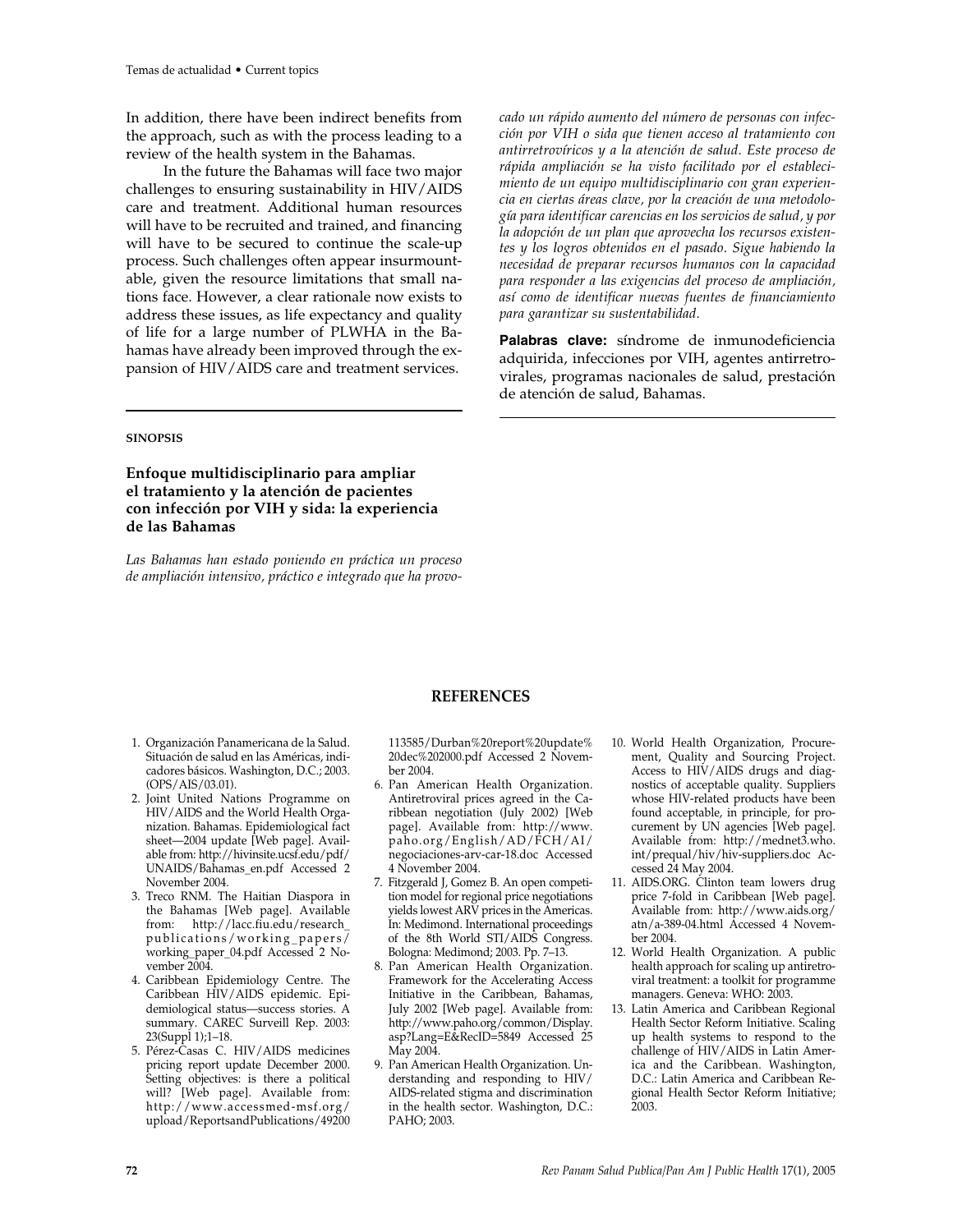In addition, there have been indirect benefits from the approach, such as with the process leading to a review of the health system in the Bahamas.

In the future the Bahamas will face two major challenges to ensuring sustainability in HIV/AIDS care and treatment. Additional human resources will have to be recruited and trained, and financing will have to be secured to continue the scale-up process. Such challenges often appear insurmountable, given the resource limitations that small nations face. However, a clear rationale now exists to address these issues, as life expectancy and quality of life for a large number of PLWHA in the Bahamas have already been improved through the expansion of HIV/AIDS care and treatment services.

---

**SINOPSIS**

### Enfoque multidisciplinario para ampliar el tratamiento y la atención de pacientes con infección por VIH y sida: la experiencia de las Bahamas

*Las Bahamas han estado poniendo en práctica un proceso de ampliación intensivo, práctico e integrado que ha provocado un rápido aumento del número de personas con infección por VIH o sida que tienen acceso al tratamiento con antirretrovíricos y a la atención de salud. Este proceso de rápida ampliación se ha visto facilitado por el establecimiento de un equipo multidisciplinario con gran experiencia en ciertas áreas clave, por la creación de una metodología para identificar carencias en los servicios de salud, y por la adopción de un plan que aprovecha los recursos existentes y los logros obtenidos en el pasado. Sigue habiendo la necesidad de preparar recursos humanos con la capacidad para responder a las exigencias del proceso de ampliación, así como de identificar nuevas fuentes de financiamiento para garantizar su sustentabilidad.*

**Palabras clave:** síndrome de inmunodeficiencia adquirida, infecciones por VIH, agentes antirretrovirales, programas nacionales de salud, prestación de atención de salud, Bahamas.

---

## REFERENCES

1. Organización Panamericana de la Salud. Situación de salud en las Américas, indicadores básicos. Washington, D.C.; 2003. (OPS/AIS/03.01).
2. Joint United Nations Programme on HIV/AIDS and the World Health Organization. Bahamas. Epidemiological fact sheet—2004 update [Web page]. Available from: http://hivinsite.ucsf.edu/pdf/UNAIDS/Bahamas_en.pdf Accessed 2 November 2004.
3. Treco RNM. The Haitian Diaspora in the Bahamas [Web page]. Available from: http://lacc.fiu.edu/research_publications/working_papers/working_paper_04.pdf Accessed 2 November 2004.
4. Caribbean Epidemiology Centre. The Caribbean HIV/AIDS epidemic. Epidemiological status—success stories. A summary. CAREC Surveill Rep. 2003: 23(Suppl 1);1–18.
5. Pérez-Casas C. HIV/AIDS medicines pricing report update December 2000. Setting objectives: is there a political will? [Web page]. Available from: http://www.accessmed-msf.org/upload/ReportsandPublications/49200113585/Durban%20report%20update%20dec%202000.pdf Accessed 2 November 2004.
6. Pan American Health Organization. Antiretroviral prices agreed in the Caribbean negotiation (July 2002) [Web page]. Available from: http://www.paho.org/English/AD/FCH/AI/negociaciones-arv-car-18.doc Accessed 4 November 2004.
7. Fitzgerald J, Gomez B. An open competition model for regional price negotiations yields lowest ARV prices in the Americas. In: Medimond. International proceedings of the 8th World STI/AIDS Congress. Bologna: Medimond; 2003. Pp. 7–13.
8. Pan American Health Organization. Framework for the Accelerating Access Initiative in the Caribbean, Bahamas, July 2002 [Web page]. Available from: http://www.paho.org/common/Display.asp?Lang=E&RecID=5849 Accessed 25 May 2004.
9. Pan American Health Organization. Understanding and responding to HIV/AIDS-related stigma and discrimination in the health sector. Washington, D.C.: PAHO; 2003.
10. World Health Organization, Procurement, Quality and Sourcing Project. Access to HIV/AIDS drugs and diagnostics of acceptable quality. Suppliers whose HIV-related products have been found acceptable, in principle, for procurement by UN agencies [Web page]. Available from: http://mednet3.who.int/prequal/hiv/hiv-suppliers.doc Accessed 24 May 2004.
11. AIDS.ORG. Clinton team lowers drug price 7-fold in Caribbean [Web page]. Available from: http://www.aids.org/atn/a-389-04.html Accessed 4 November 2004.
12. World Health Organization. A public health approach for scaling up antiretroviral treatment: a toolkit for programme managers. Geneva: WHO: 2003.
13. Latin America and Caribbean Regional Health Sector Reform Initiative. Scaling up health systems to respond to the challenge of HIV/AIDS in Latin America and the Caribbean. Washington, D.C.: Latin America and Caribbean Regional Health Sector Reform Initiative; 2003.